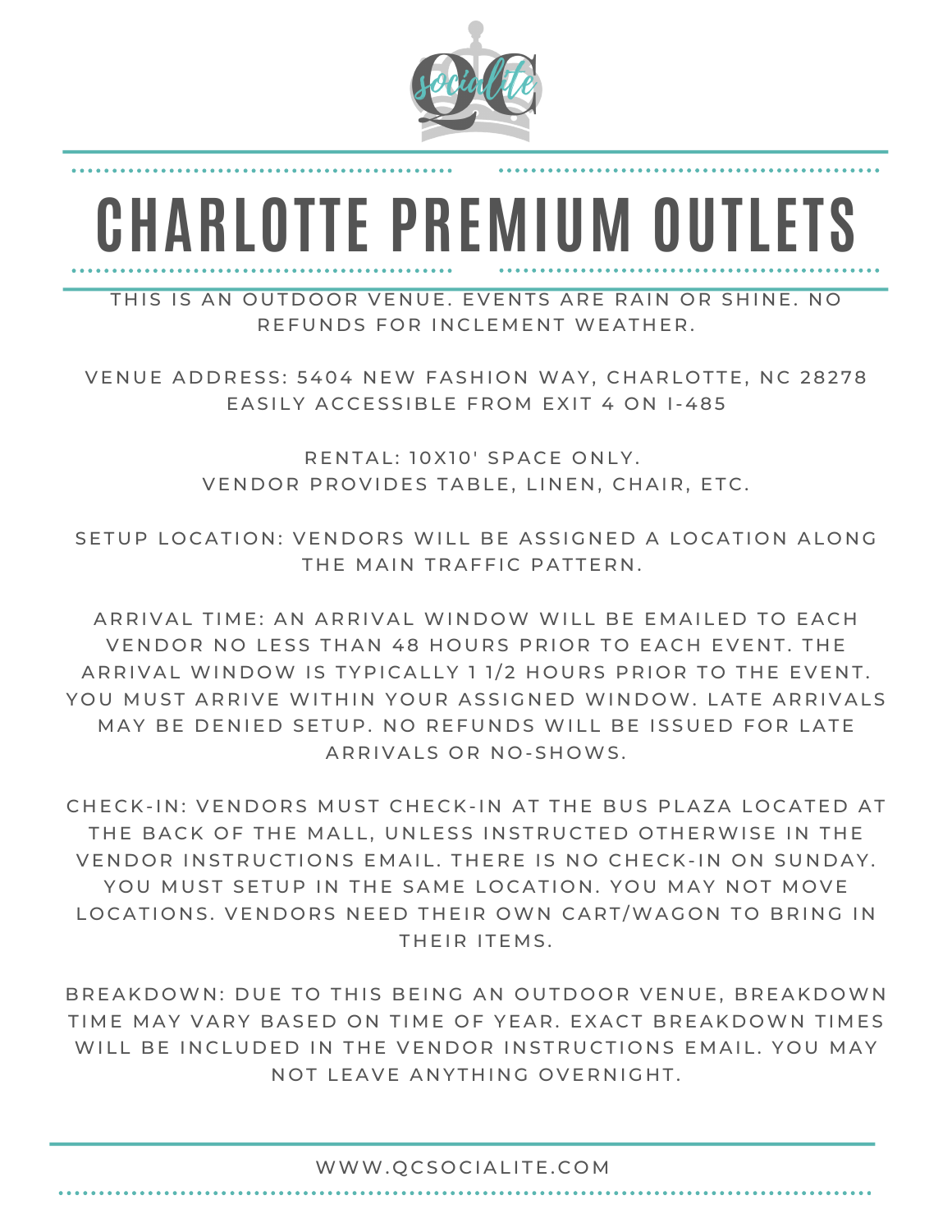# CHARLOTTE PREMIUM OUTLETS

THIS IS AN OUTDOOR VENUE. EVENTS ARE RAIN OR SHINE. NO REFUNDS FOR INCLEMENT WEATHER.

VENUE ADDRESS: 5404 NEW FASHION WAY, CHARLOTTE, NC 28278
EASILY ACCESSIBLE FROM EXIT 4 ON I-485

RENTAL: 10X10' SPACE ONLY.
VENDOR PROVIDES TABLE, LINEN, CHAIR, ETC.

SETUP LOCATION: VENDORS WILL BE ASSIGNED A LOCATION ALONG THE MAIN TRAFFIC PATTERN.

ARRIVAL TIME: AN ARRIVAL WINDOW WILL BE EMAILED TO EACH VENDOR NO LESS THAN 48 HOURS PRIOR TO EACH EVENT. THE ARRIVAL WINDOW IS TYPICALLY 1 1/2 HOURS PRIOR TO THE EVENT. YOU MUST ARRIVE WITHIN YOUR ASSIGNED WINDOW. LATE ARRIVALS MAY BE DENIED SETUP. NO REFUNDS WILL BE ISSUED FOR LATE ARRIVALS OR NO-SHOWS.

CHECK-IN: VENDORS MUST CHECK-IN AT THE BUS PLAZA LOCATED AT THE BACK OF THE MALL, UNLESS INSTRUCTED OTHERWISE IN THE VENDOR INSTRUCTIONS EMAIL. THERE IS NO CHECK-IN ON SUNDAY. YOU MUST SETUP IN THE SAME LOCATION. YOU MAY NOT MOVE LOCATIONS. VENDORS NEED THEIR OWN CART/WAGON TO BRING IN THEIR ITEMS.

BREAKDOWN: DUE TO THIS BEING AN OUTDOOR VENUE, BREAKDOWN TIME MAY VARY BASED ON TIME OF YEAR. EXACT BREAKDOWN TIMES WILL BE INCLUDED IN THE VENDOR INSTRUCTIONS EMAIL. YOU MAY NOT LEAVE ANYTHING OVERNIGHT.

WWW.QCSOCIALITE.COM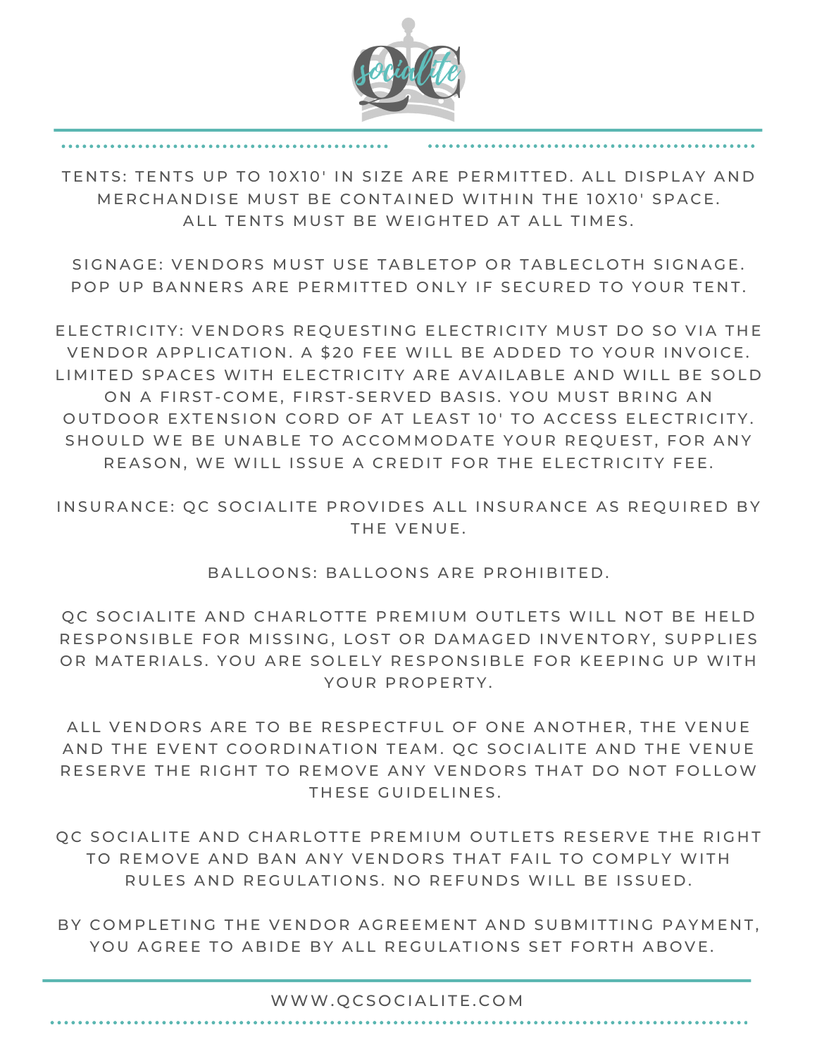TENTS: TENTS UP TO 10X10' IN SIZE ARE PERMITTED. ALL DISPLAY AND MERCHANDISE MUST BE CONTAINED WITHIN THE 10X10' SPACE. ALL TENTS MUST BE WEIGHTED AT ALL TIMES.

SIGNAGE: VENDORS MUST USE TABLETOP OR TABLECLOTH SIGNAGE. POP UP BANNERS ARE PERMITTED ONLY IF SECURED TO YOUR TENT.

ELECTRICITY: VENDORS REQUESTING ELECTRICITY MUST DO SO VIA THE VENDOR APPLICATION. A $20 FEE WILL BE ADDED TO YOUR INVOICE. LIMITED SPACES WITH ELECTRICITY ARE AVAILABLE AND WILL BE SOLD ON A FIRST-COME, FIRST-SERVED BASIS. YOU MUST BRING AN OUTDOOR EXTENSION CORD OF AT LEAST 10' TO ACCESS ELECTRICITY. SHOULD WE BE UNABLE TO ACCOMMODATE YOUR REQUEST, FOR ANY REASON, WE WILL ISSUE A CREDIT FOR THE ELECTRICITY FEE.

INSURANCE: QC SOCIALITE PROVIDES ALL INSURANCE AS REQUIRED BY THE VENUE.

BALLOONS: BALLOONS ARE PROHIBITED.

QC SOCIALITE AND CHARLOTTE PREMIUM OUTLETS WILL NOT BE HELD RESPONSIBLE FOR MISSING, LOST OR DAMAGED INVENTORY, SUPPLIES OR MATERIALS. YOU ARE SOLELY RESPONSIBLE FOR KEEPING UP WITH YOUR PROPERTY.

ALL VENDORS ARE TO BE RESPECTFUL OF ONE ANOTHER, THE VENUE AND THE EVENT COORDINATION TEAM. QC SOCIALITE AND THE VENUE RESERVE THE RIGHT TO REMOVE ANY VENDORS THAT DO NOT FOLLOW THESE GUIDELINES.

QC SOCIALITE AND CHARLOTTE PREMIUM OUTLETS RESERVE THE RIGHT TO REMOVE AND BAN ANY VENDORS THAT FAIL TO COMPLY WITH RULES AND REGULATIONS. NO REFUNDS WILL BE ISSUED.

BY COMPLETING THE VENDOR AGREEMENT AND SUBMITTING PAYMENT, YOU AGREE TO ABIDE BY ALL REGULATIONS SET FORTH ABOVE.

WWW.QCSOCIALITE.COM